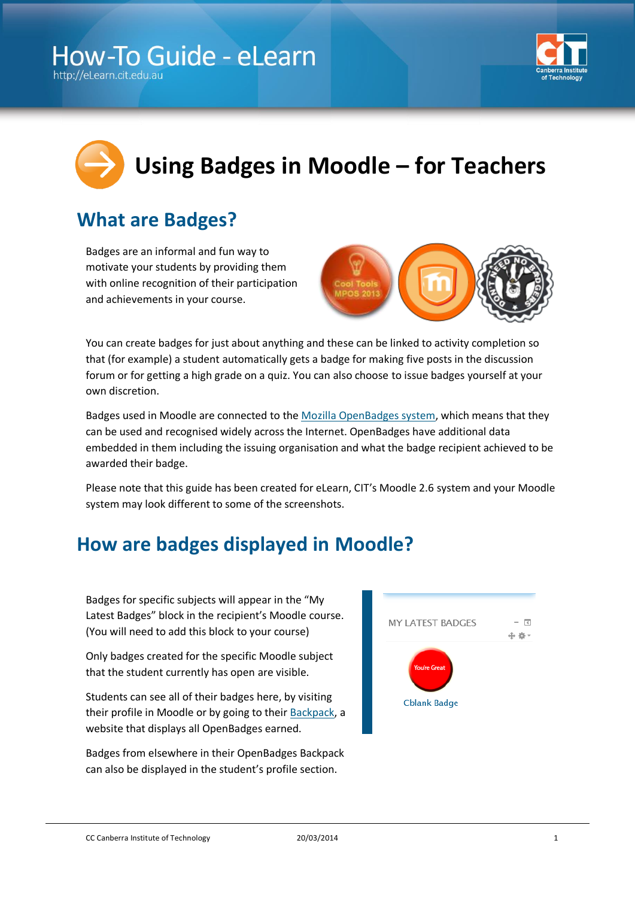# Using Badges in Moodle – for Teachers

## What are Badges?

Badges are an informal and fun way to motivate your students by providing them with online recognition of their participation and achievements in your course.

You can create badges for just about anything and these can be linked to activity completion so that (for example) a student automatically gets a badge for making five posts in the discussion forum or for getting a high grade on a quiz. You can also choose to issue badges yourself at your own discretion.

Badges used in Moodle are connected to the Mozilla OpenBadges system, which means that they can be used and recognised widely across the Internet. OpenBadges have additional data embedded in them including the issuing organisation and what the badge recipient achieved to be awarded their badge.

Please note that this guide has been created for eLearn, CIT's Moodle 2.6 system and your Moodle system may look different to some of the screenshots.

## How are badges displayed in Moodle?

Badges for specific subjects will appear in the "My Latest Badges" block in the recipient's Moodle course. (You will need to add this block to your course)

Only badges created for the specific Moodle subject that the student currently has open are visible.

Students can see all of their badges here, by visiting their profile in Moodle or by going to their Backpack, a website that displays all OpenBadges earned.

Badges from elsewhere in their OpenBadges Backpack can also be displayed in the student's profile section.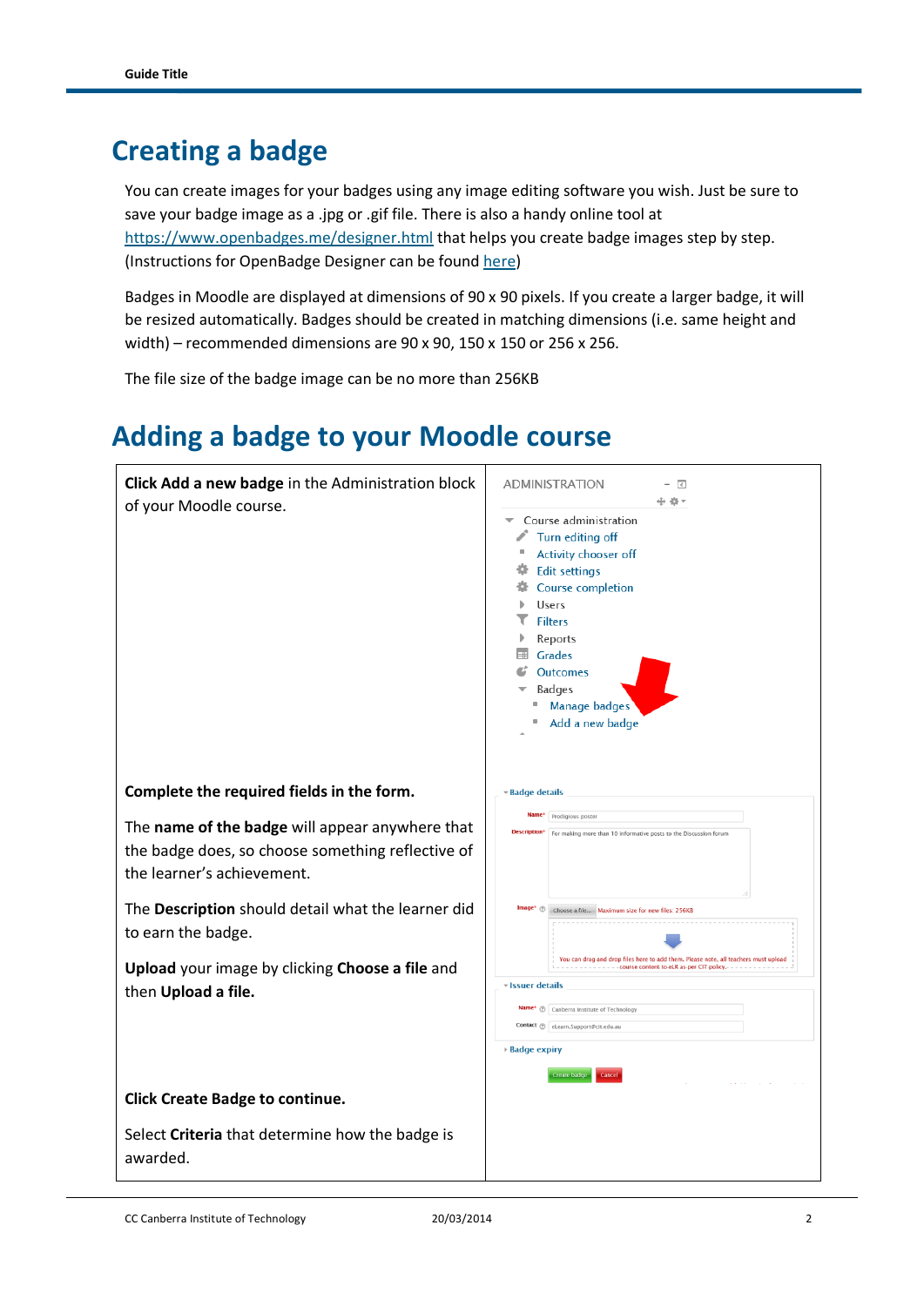# Creating a badge

You can create images for your badges using any image editing software you wish. Just be sure to save your badge image as a .jpg or .gif file. There is also a handy online tool at https://www.openbadges.me/designer.html that helps you create badge images step by step. (Instructions for OpenBadge Designer can be found here)

Badges in Moodle are displayed at dimensions of 90 x 90 pixels. If you create a larger badge, it will be resized automatically. Badges should be created in matching dimensions (i.e. same height and width) – recommended dimensions are 90 x 90, 150 x 150 or 256 x 256.

The file size of the badge image can be no more than 256KB

# Adding a badge to your Moodle course

| | |
|---|---|
| **Click Add a new badge** in the Administration block of your Moodle course. | ADMINISTRATION<br>Course administration<br>Turn editing off<br>Activity chooser off<br>Edit settings<br>Course completion<br>Users<br>Filters<br>Reports<br>Grades<br>Outcomes<br>Badges<br>Manage badges<br>Add a new badge |
| **Complete the required fields in the form.**<br><br>The **name of the badge** will appear anywhere that the badge does, so choose something reflective of the learner's achievement.<br><br>The **Description** should detail what the learner did to earn the badge.<br><br>**Upload** your image by clicking **Choose a file** and then **Upload a file.**<br><br>**Click Create Badge to continue.**<br><br>Select **Criteria** that determine how the badge is awarded. | Badge details<br>Name* Prodigious poster<br>Description* For making more than 10 informative posts to the Discussion forum<br>Image* Choose a file... Maximum size for new files: 256KB<br>You can drag and drop files here to add them. Please note, all teachers must upload course content to eLR as per CIT policy.<br>Issuer details<br>Name* Canberra Institute of Technology<br>Contact eLearn.Support@cit.edu.au<br>Badge expiry<br>Create badge Cancel |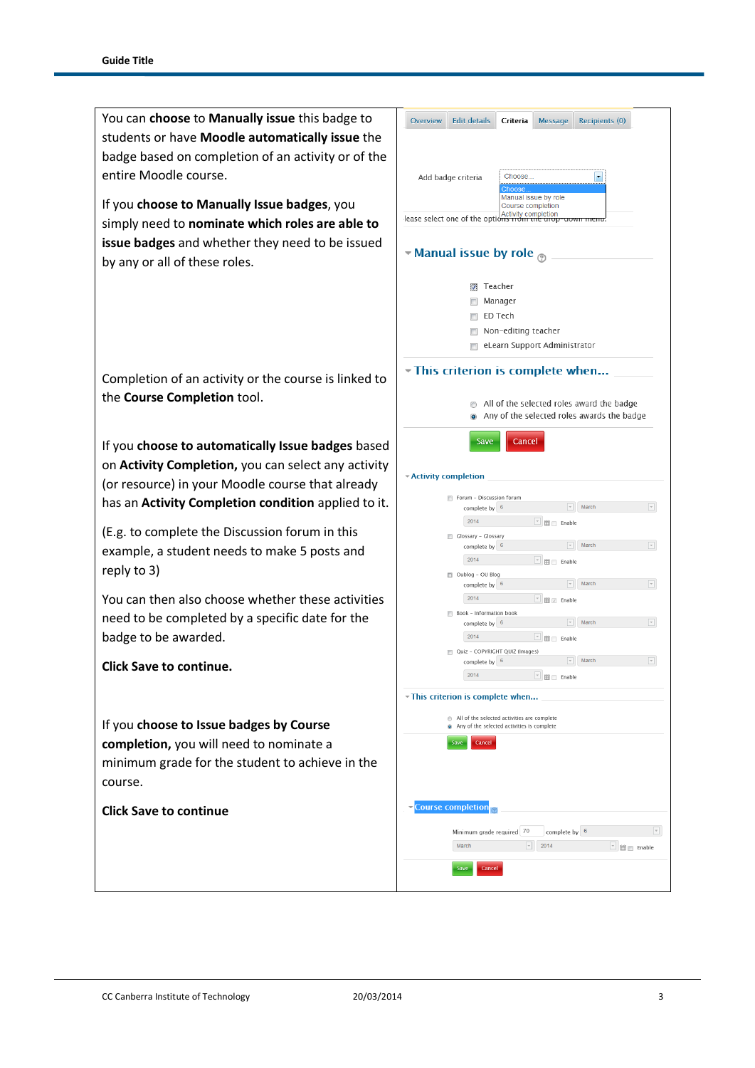You can **choose** to **Manually issue** this badge to students or have **Moodle automatically issue** the badge based on completion of an activity or of the entire Moodle course.

If you **choose to Manually Issue badges**, you simply need to **nominate which roles are able to issue badges** and whether they need to be issued by any or all of these roles.

Completion of an activity or the course is linked to the **Course Completion** tool.

If you **choose to automatically Issue badges** based on **Activity Completion,** you can select any activity (or resource) in your Moodle course that already has an **Activity Completion condition** applied to it.

(E.g. to complete the Discussion forum in this example, a student needs to make 5 posts and reply to 3)

You can then also choose whether these activities need to be completed by a specific date for the badge to be awarded.

**Click Save to continue.**

If you **choose to Issue badges by Course completion,** you will need to nominate a minimum grade for the student to achieve in the course.

**Click Save to continue**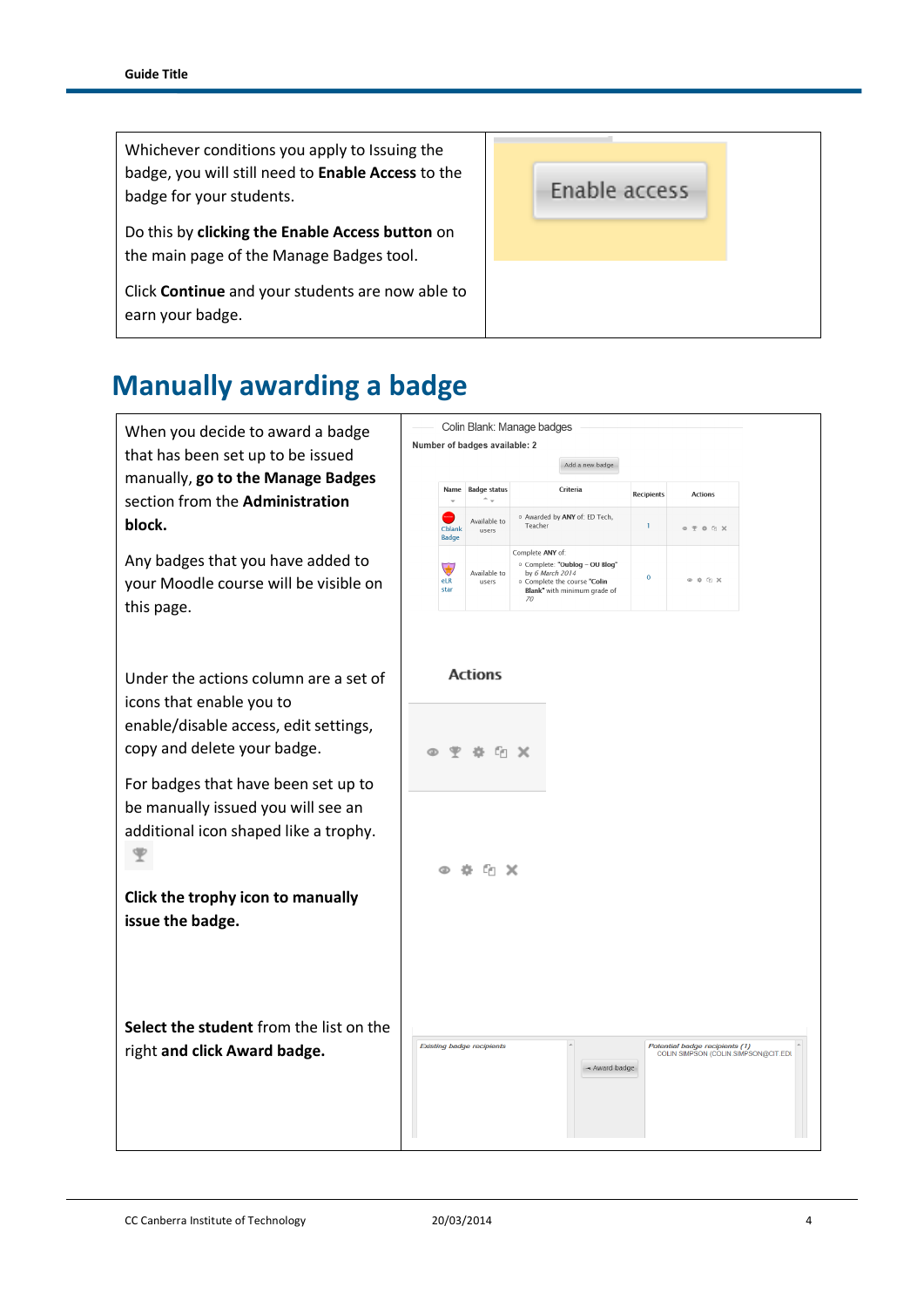Whichever conditions you apply to Issuing the badge, you will still need to **Enable Access** to the badge for your students.

Do this by **clicking the Enable Access button** on the main page of the Manage Badges tool.

Click **Continue** and your students are now able to earn your badge.

## Manually awarding a badge

When you decide to award a badge that has been set up to be issued manually, **go to the Manage Badges** section from the **Administration block.**

Any badges that you have added to your Moodle course will be visible on this page.

Under the actions column are a set of icons that enable you to enable/disable access, edit settings, copy and delete your badge.

For badges that have been set up to be manually issued you will see an additional icon shaped like a trophy.

**Click the trophy icon to manually issue the badge.**

**Select the student** from the list on the right **and click Award badge.**